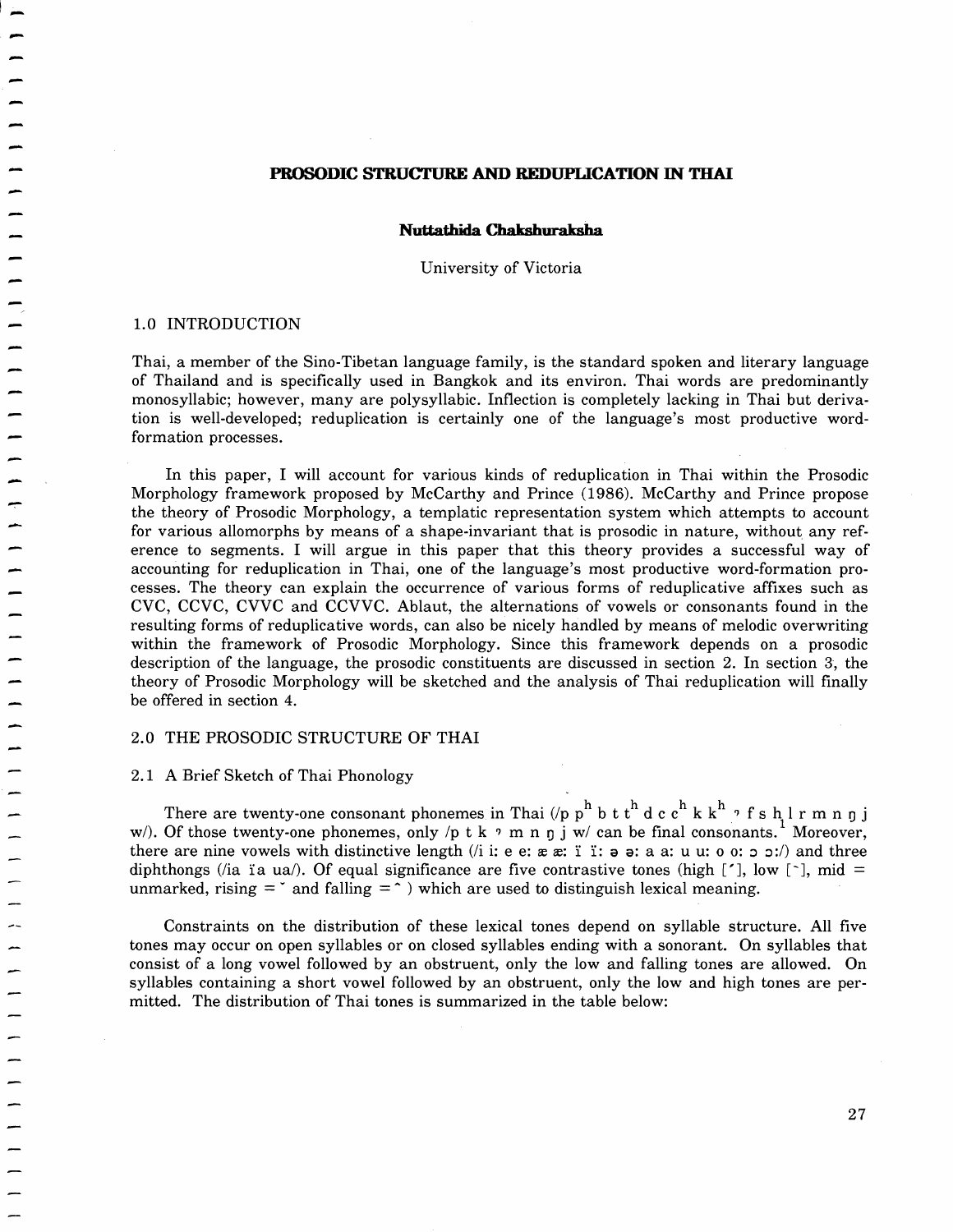# PROSODIC STRUCTURE AND REDUPLICATION IN THAI

**Nuttathida Chakshuraksha**

University of Victoria

## 1.0 INTRODUCTION

Thai, a member of the Sino-Tibetan language family, is the standard spoken and literary language of Thailand and is specifically used in Bangkok and its environ. Thai words are predominantly monosyllabic; however, many are polysyllabic. Inflection is completely lacking in Thai but derivation is well-developed; reduplication is certainly one of the language's most productive word-formation processes.

In this paper, I will account for various kinds of reduplication in Thai within the Prosodic Morphology framework proposed by McCarthy and Prince (1986). McCarthy and Prince propose the theory of Prosodic Morphology, a templatic representation system which attempts to account for various allomorphs by means of a shape-invariant that is prosodic in nature, without any reference to segments. I will argue in this paper that this theory provides a successful way of accounting for reduplication in Thai, one of the language's most productive word-formation processes. The theory can explain the occurrence of various forms of reduplicative affixes such as CVC, CCVC, CVVC and CCVVC. Ablaut, the alternations of vowels or consonants found in the resulting forms of reduplicative words, can also be nicely handled by means of melodic overwriting within the framework of Prosodic Morphology. Since this framework depends on a prosodic description of the language, the prosodic constituents are discussed in section 2. In section 3, the theory of Prosodic Morphology will be sketched and the analysis of Thai reduplication will finally be offered in section 4.

## 2.0 THE PROSODIC STRUCTURE OF THAI

### 2.1 A Brief Sketch of Thai Phonology

There are twenty-one consonant phonemes in Thai (/p $p^h$ b t $t^h$ d c $c^h$ k $k^h$ ʔ f s h l r m n ŋ j w/). Of those twenty-one phonemes, only /p t k ʔ m n ŋ j w/ can be final consonants.[1] Moreover, there are nine vowels with distinctive length (/i iː e eː æ æː ɨ ɨː ə əː a aː u uː o oː ɔ ɔː/) and three diphthongs (/ia ɨa ua/). Of equal significance are five contrastive tones (high [ˊ], low [ˋ], mid = unmarked, rising = ˇ and falling = ˆ ) which are used to distinguish lexical meaning.

Constraints on the distribution of these lexical tones depend on syllable structure. All five tones may occur on open syllables or on closed syllables ending with a sonorant. On syllables that consist of a long vowel followed by an obstruent, only the low and falling tones are allowed. On syllables containing a short vowel followed by an obstruent, only the low and high tones are permitted. The distribution of Thai tones is summarized in the table below: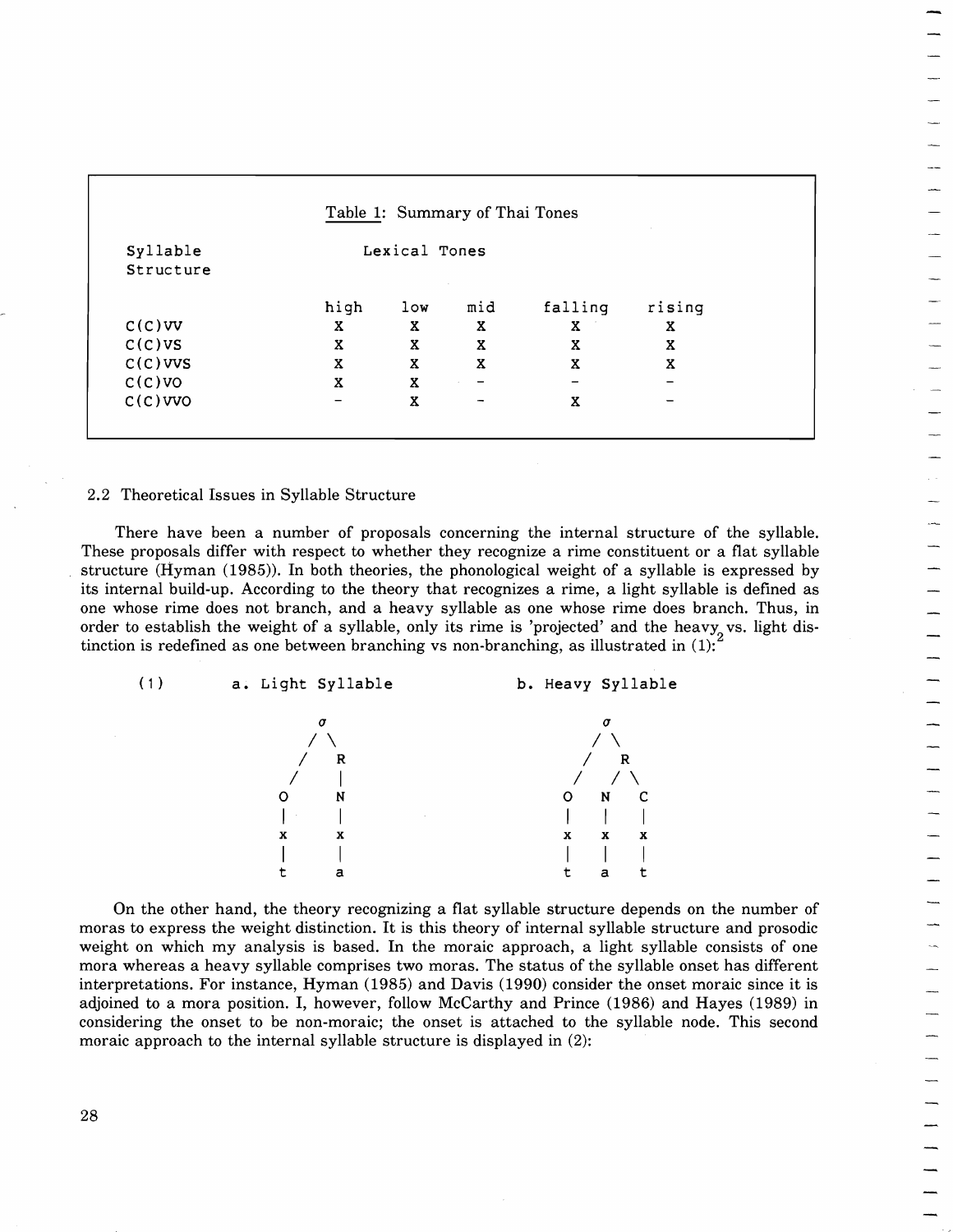Table 1: Summary of Thai Tones

| Syllable Structure | Lexical Tones | | | | |
|---|---|---|---|---|---|
| | high | low | mid | falling | rising |
| C(C)VV | x | x | x | x | x |
| C(C)VS | x | x | x | x | x |
| C(C)VVS | x | x | x | x | x |
| C(C)VO | x | x | - | - | - |
| C(C)VVO | - | x | - | x | - |

## 2.2 Theoretical Issues in Syllable Structure

There have been a number of proposals concerning the internal structure of the syllable. These proposals differ with respect to whether they recognize a rime constituent or a flat syllable structure (Hyman (1985)). In both theories, the phonological weight of a syllable is expressed by its internal build-up. According to the theory that recognizes a rime, a light syllable is defined as one whose rime does not branch, and a heavy syllable as one whose rime does branch. Thus, in order to establish the weight of a syllable, only its rime is 'projected' and the heavy vs. light distinction is redefined as one between branching vs non-branching, as illustrated in (1):[2]

```
(1)       a. Light Syllable              b. Heavy Syllable

                 σ                               σ
                / \                             / \
               /   R                           /   R
              /    |                          /   / \
             O     N                         O   N   C
             |     |                         |   |   |
             x     x                         x   x   x
             |     |                         |   |   |
             t     a                         t   a   t
```

On the other hand, the theory recognizing a flat syllable structure depends on the number of moras to express the weight distinction. It is this theory of internal syllable structure and prosodic weight on which my analysis is based. In the moraic approach, a light syllable consists of one mora whereas a heavy syllable comprises two moras. The status of the syllable onset has different interpretations. For instance, Hyman (1985) and Davis (1990) consider the onset moraic since it is adjoined to a mora position. I, however, follow McCarthy and Prince (1986) and Hayes (1989) in considering the onset to be non-moraic; the onset is attached to the syllable node. This second moraic approach to the internal syllable structure is displayed in (2):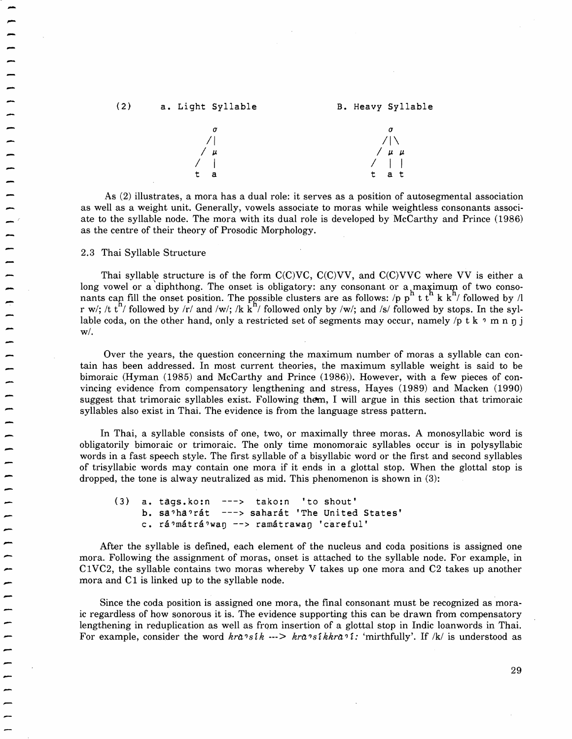(2) a. Light Syllable B. Heavy Syllable

```
        σ                    σ
       /|                   /|\
      / μ                  / μ μ
     /  |                 /  | |
    t   a                t   a t
```

As (2) illustrates, a mora has a dual role: it serves as a position of autosegmental association as well as a weight unit. Generally, vowels associate to moras while weightless consonants associate to the syllable node. The mora with its dual role is developed by McCarthy and Prince (1986) as the centre of their theory of Prosodic Morphology.

## 2.3 Thai Syllable Structure

Thai syllable structure is of the form C(C)VC, C(C)VV, and C(C)VVC where VV is either a long vowel or a diphthong. The onset is obligatory: any consonant or a maximum of two consonants can fill the onset position. The possible clusters are as follows: /p $p^h$ t $t^h$ k $k^h$/ followed by /l r w/; /t $t^h$/ followed by /r/ and /w/; /k $k^h$/ followed only by /w/; and /s/ followed by stops. In the syllable coda, on the other hand, only a restricted set of segments may occur, namely /p t k ʔ m n ŋ j w/.

Over the years, the question concerning the maximum number of moras a syllable can contain has been addressed. In most current theories, the maximum syllable weight is said to be bimoraic (Hyman (1985) and McCarthy and Prince (1986)). However, with a few pieces of convincing evidence from compensatory lengthening and stress, Hayes (1989) and Macken (1990) suggest that trimoraic syllables exist. Following them, I will argue in this section that trimoraic syllables also exist in Thai. The evidence is from the language stress pattern.

In Thai, a syllable consists of one, two, or maximally three moras. A monosyllabic word is obligatorily bimoraic or trimoraic. The only time monomoraic syllables occur is in polysyllabic words in a fast speech style. The first syllable of a bisyllabic word or the first and second syllables of trisyllabic words may contain one mora if it ends in a glottal stop. When the glottal stop is dropped, the tone is alway neutralized as mid. This phenomenon is shown in (3):

(3) a. tàgs.ko:n ---> tako:n 'to shout'
 b. sàʔhàʔrát ---> saharát 'The United States'
 c. ráʔmátráʔwaŋ --> ramátrawaŋ 'careful'

After the syllable is defined, each element of the nucleus and coda positions is assigned one mora. Following the assignment of moras, onset is attached to the syllable node. For example, in C1VC2, the syllable contains two moras whereby V takes up one mora and C2 takes up another mora and C1 is linked up to the syllable node.

Since the coda position is assigned one mora, the final consonant must be recognized as moraic regardless of how sonorous it is. The evidence supporting this can be drawn from compensatory lengthening in reduplication as well as from insertion of a glottal stop in Indic loanwords in Thai. For example, consider the word *kràʔsík* ---> *kràʔsíkkràʔì:* 'mirthfully'. If /k/ is understood as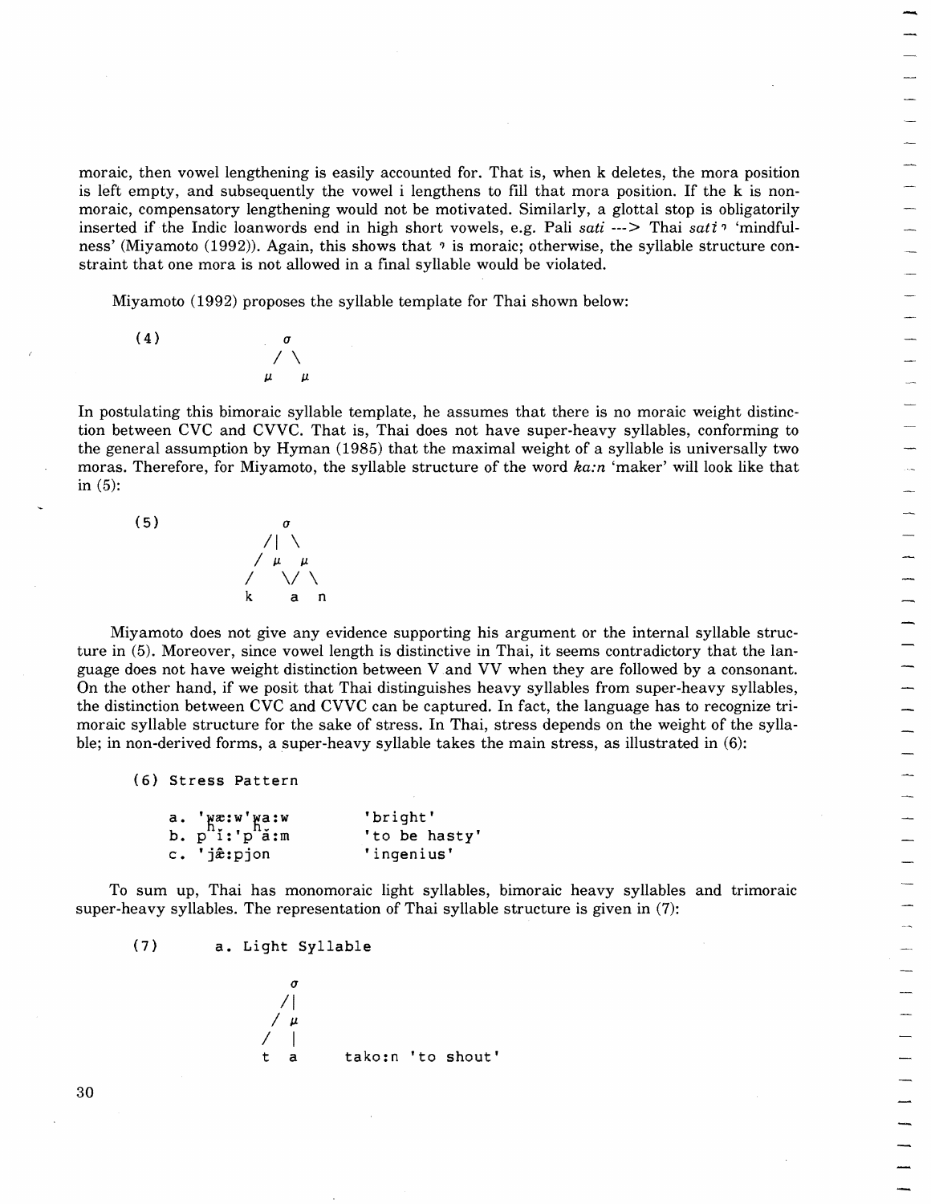moraic, then vowel lengthening is easily accounted for. That is, when k deletes, the mora position is left empty, and subsequently the vowel i lengthens to fill that mora position. If the k is non-moraic, compensatory lengthening would not be motivated. Similarly, a glottal stop is obligatorily inserted if the Indic loanwords end in high short vowels, e.g. Pali *sati* ---> Thai *satiʔ* 'mindfulness' (Miyamoto (1992)). Again, this shows that ʔ is moraic; otherwise, the syllable structure constraint that one mora is not allowed in a final syllable would be violated.

Miyamoto (1992) proposes the syllable template for Thai shown below:

```
(4)          σ
            / \
           μ   μ
```

In postulating this bimoraic syllable template, he assumes that there is no moraic weight distinction between CVC and CVVC. That is, Thai does not have super-heavy syllables, conforming to the general assumption by Hyman (1985) that the maximal weight of a syllable is universally two moras. Therefore, for Miyamoto, the syllable structure of the word *ka:n* 'maker' will look like that in (5):

```
(5)          σ
            /| \
           / μ  μ
          /   \/ \
         k    a   n
```

Miyamoto does not give any evidence supporting his argument or the internal syllable structure in (5). Moreover, since vowel length is distinctive in Thai, it seems contradictory that the language does not have weight distinction between V and VV when they are followed by a consonant. On the other hand, if we posit that Thai distinguishes heavy syllables from super-heavy syllables, the distinction between CVC and CVVC can be captured. In fact, the language has to recognize tri-moraic syllable structure for the sake of stress. In Thai, stress depends on the weight of the syllable; in non-derived forms, a super-heavy syllable takes the main stress, as illustrated in (6):

(6) Stress Pattern

| | |
|---|---|
| a. 'w̥æ:w'w̥a:w | 'bright' |
| b. pʰi:'pʰă:m | 'to be hasty' |
| c. 'jæ̂:pjon | 'ingenius' |

To sum up, Thai has monomoraic light syllables, bimoraic heavy syllables and trimoraic super-heavy syllables. The representation of Thai syllable structure is given in (7):

(7) a. Light Syllable

```
          σ
         /|
        / μ
       /  |
      t   a      tako:n 'to shout'
```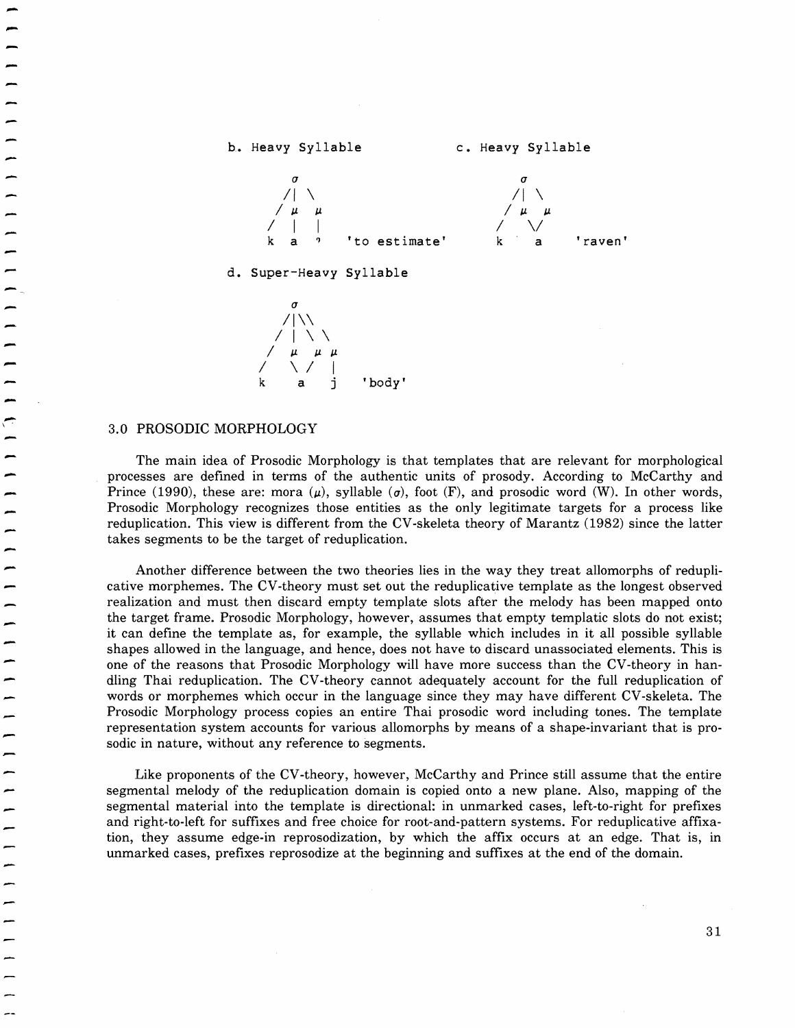b. Heavy Syllable

```
      σ
     /| \
    / μ  μ
   /  |  |
  k   a  ʔ    'to estimate'
```

c. Heavy Syllable

```
      σ
     /| \
    / μ  μ
   /   \/
  k     a     'raven'
```

d. Super-Heavy Syllable

```
       σ
      /|\\
     / | \ \
    /  μ  μ μ
   /    \ /  |
  k      a   j    'body'
```

## 3.0 PROSODIC MORPHOLOGY

The main idea of Prosodic Morphology is that templates that are relevant for morphological processes are defined in terms of the authentic units of prosody. According to McCarthy and Prince (1990), these are: mora (μ), syllable (σ), foot (F), and prosodic word (W). In other words, Prosodic Morphology recognizes those entities as the only legitimate targets for a process like reduplication. This view is different from the CV-skeleta theory of Marantz (1982) since the latter takes segments to be the target of reduplication.

Another difference between the two theories lies in the way they treat allomorphs of reduplicative morphemes. The CV-theory must set out the reduplicative template as the longest observed realization and must then discard empty template slots after the melody has been mapped onto the target frame. Prosodic Morphology, however, assumes that empty templatic slots do not exist; it can define the template as, for example, the syllable which includes in it all possible syllable shapes allowed in the language, and hence, does not have to discard unassociated elements. This is one of the reasons that Prosodic Morphology will have more success than the CV-theory in handling Thai reduplication. The CV-theory cannot adequately account for the full reduplication of words or morphemes which occur in the language since they may have different CV-skeleta. The Prosodic Morphology process copies an entire Thai prosodic word including tones. The template representation system accounts for various allomorphs by means of a shape-invariant that is prosodic in nature, without any reference to segments.

Like proponents of the CV-theory, however, McCarthy and Prince still assume that the entire segmental melody of the reduplication domain is copied onto a new plane. Also, mapping of the segmental material into the template is directional: in unmarked cases, left-to-right for prefixes and right-to-left for suffixes and free choice for root-and-pattern systems. For reduplicative affixation, they assume edge-in reprosodization, by which the affix occurs at an edge. That is, in unmarked cases, prefixes reprosodize at the beginning and suffixes at the end of the domain.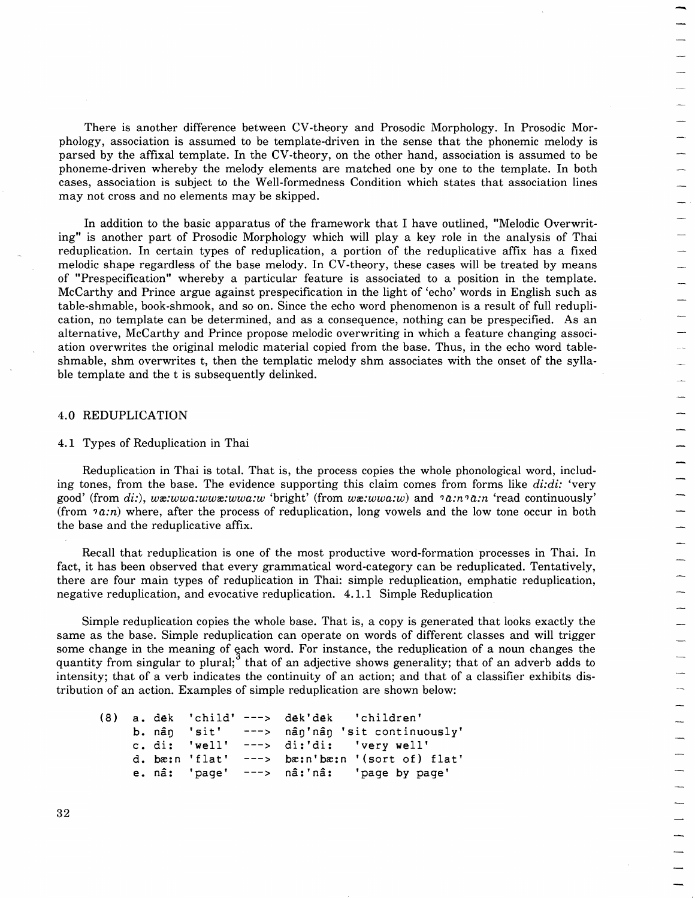There is another difference between CV-theory and Prosodic Morphology. In Prosodic Morphology, association is assumed to be template-driven in the sense that the phonemic melody is parsed by the affixal template. In the CV-theory, on the other hand, association is assumed to be phoneme-driven whereby the melody elements are matched one by one to the template. In both cases, association is subject to the Well-formedness Condition which states that association lines may not cross and no elements may be skipped.

In addition to the basic apparatus of the framework that I have outlined, "Melodic Overwriting" is another part of Prosodic Morphology which will play a key role in the analysis of Thai reduplication. In certain types of reduplication, a portion of the reduplicative affix has a fixed melodic shape regardless of the base melody. In CV-theory, these cases will be treated by means of "Prespecification" whereby a particular feature is associated to a position in the template. McCarthy and Prince argue against prespecification in the light of 'echo' words in English such as table-shmable, book-shmook, and so on. Since the echo word phenomenon is a result of full reduplication, no template can be determined, and as a consequence, nothing can be prespecified. As an alternative, McCarthy and Prince propose melodic overwriting in which a feature changing association overwrites the original melodic material copied from the base. Thus, in the echo word table-shmable, shm overwrites t, then the templatic melody shm associates with the onset of the syllable template and the t is subsequently delinked.

## 4.0 REDUPLICATION

### 4.1 Types of Reduplication in Thai

Reduplication in Thai is total. That is, the process copies the whole phonological word, including tones, from the base. The evidence supporting this claim comes from forms like *di:di:* 'very good' (from *di:*), *wæ:wwa:wwæ:wwa:w* 'bright' (from *wæ:wwa:w*) and *ʔà:nʔà:n* 'read continuously' (from *ʔà:n*) where, after the process of reduplication, long vowels and the low tone occur in both the base and the reduplicative affix.

Recall that reduplication is one of the most productive word-formation processes in Thai. In fact, it has been observed that every grammatical word-category can be reduplicated. Tentatively, there are four main types of reduplication in Thai: simple reduplication, emphatic reduplication, negative reduplication, and evocative reduplication.

#### 4.1.1 Simple Reduplication

Simple reduplication copies the whole base. That is, a copy is generated that looks exactly the same as the base. Simple reduplication can operate on words of different classes and will trigger some change in the meaning of each word. For instance, the reduplication of a noun changes the quantity from singular to plural;[3] that of an adjective shows generality; that of an adverb adds to intensity; that of a verb indicates the continuity of an action; and that of a classifier exhibits distribution of an action. Examples of simple reduplication are shown below:

```
(8)  a. dèk  'child' --->  dèk'dèk   'children'
     b. nâŋ  'sit'   --->  nâŋ'nâŋ 'sit continuously'
     c. di:  'well'  --->  di:'di:   'very well'
     d. bæ:n 'flat'  --->  bæ:n'bæ:n '(sort of) flat'
     e. nâ:  'page'  --->  nâ:'nâ:   'page by page'
```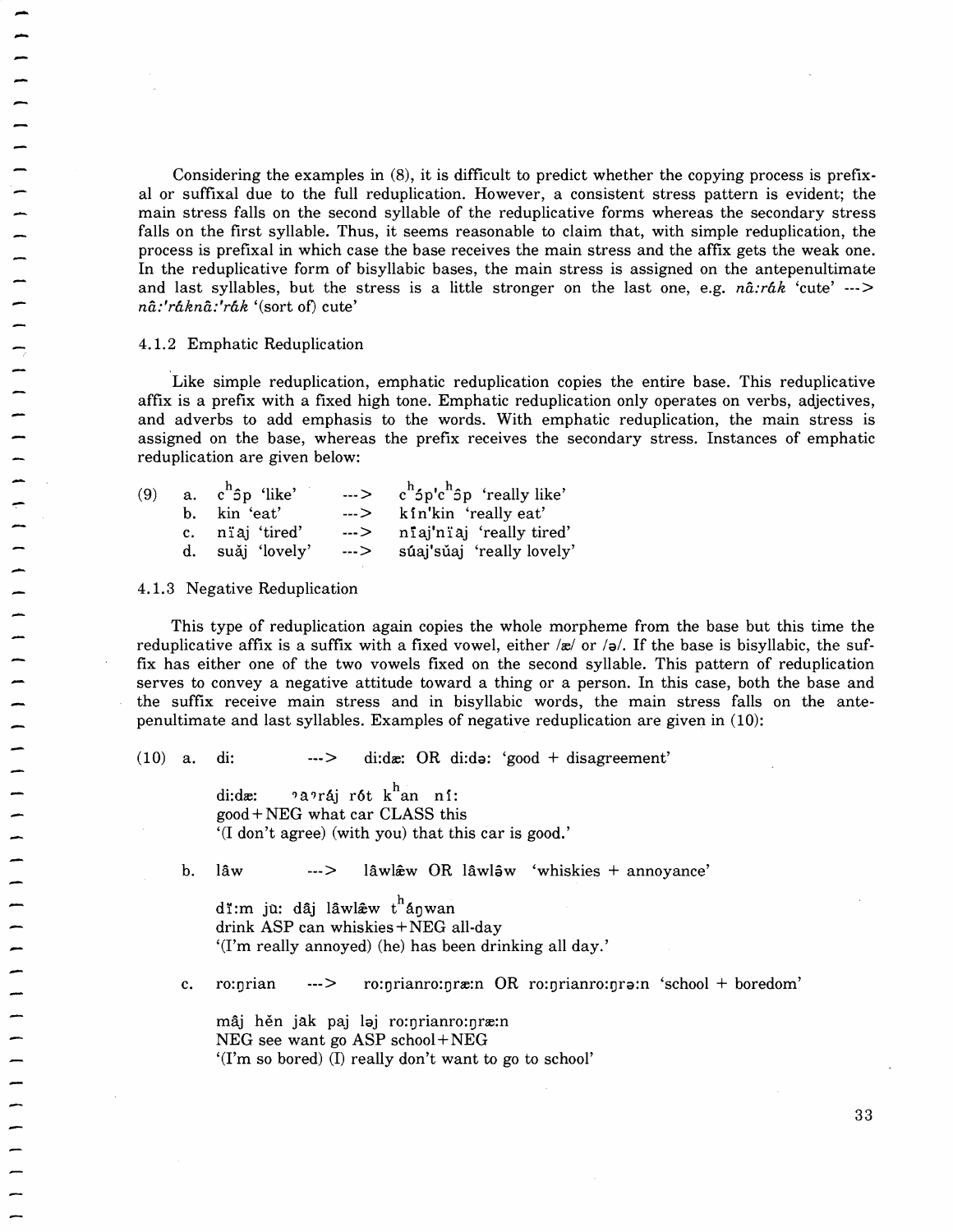Considering the examples in (8), it is difficult to predict whether the copying process is prefixal or suffixal due to the full reduplication. However, a consistent stress pattern is evident; the main stress falls on the second syllable of the reduplicative forms whereas the secondary stress falls on the first syllable. Thus, it seems reasonable to claim that, with simple reduplication, the process is prefixal in which case the base receives the main stress and the affix gets the weak one. In the reduplicative form of bisyllabic bases, the main stress is assigned on the antepenultimate and last syllables, but the stress is a little stronger on the last one, e.g. *nâ:rák* 'cute' ---> *nâ:'ráknâ:'rák* '(sort of) cute'

#### 4.1.2 Emphatic Reduplication

Like simple reduplication, emphatic reduplication copies the entire base. This reduplicative affix is a prefix with a fixed high tone. Emphatic reduplication only operates on verbs, adjectives, and adverbs to add emphasis to the words. With emphatic reduplication, the main stress is assigned on the base, whereas the prefix receives the secondary stress. Instances of emphatic reduplication are given below:

(9)
- a. cʰɔ̂p 'like' ---> cʰɔ́p'cʰɔ̂p 'really like'
- b. kin 'eat' ---> kín'kin 'really eat'
- c. nï̈aj 'tired' ---> nḯaj'nï̈aj 'really tired'
- d. sǔaj 'lovely' ---> súaj'sǔaj 'really lovely'

#### 4.1.3 Negative Reduplication

This type of reduplication again copies the whole morpheme from the base but this time the reduplicative affix is a suffix with a fixed vowel, either /æ/ or /ə/. If the base is bisyllabic, the suffix has either one of the two vowels fixed on the second syllable. This pattern of reduplication serves to convey a negative attitude toward a thing or a person. In this case, both the base and the suffix receive main stress and in bisyllabic words, the main stress falls on the antepenultimate and last syllables. Examples of negative reduplication are given in (10):

(10) a. di: ---> di:dæ: OR di:də: 'good + disagreement'

di:dæ: ʔaʔráj rót kʰan ní:
good+NEG what car CLASS this
'(I don't agree) (with you) that this car is good.'

b. lâw ---> lâwlæ̂w OR lâwlə̂w 'whiskies + annoyance'

dï:m jù: dâj lâwlæ̂w tʰáŋwan
drink ASP can whiskies+NEG all-day
'(I'm really annoyed) (he) has been drinking all day.'

c. ro:ŋrian ---> ro:ŋrianro:ŋræ:n OR ro:ŋrianro:ŋrə:n 'school + boredom'

mâj hěn jàk paj ləj ro:ŋrianro:ŋræ:n
NEG see want go ASP school+NEG
'(I'm so bored) (I) really don't want to go to school'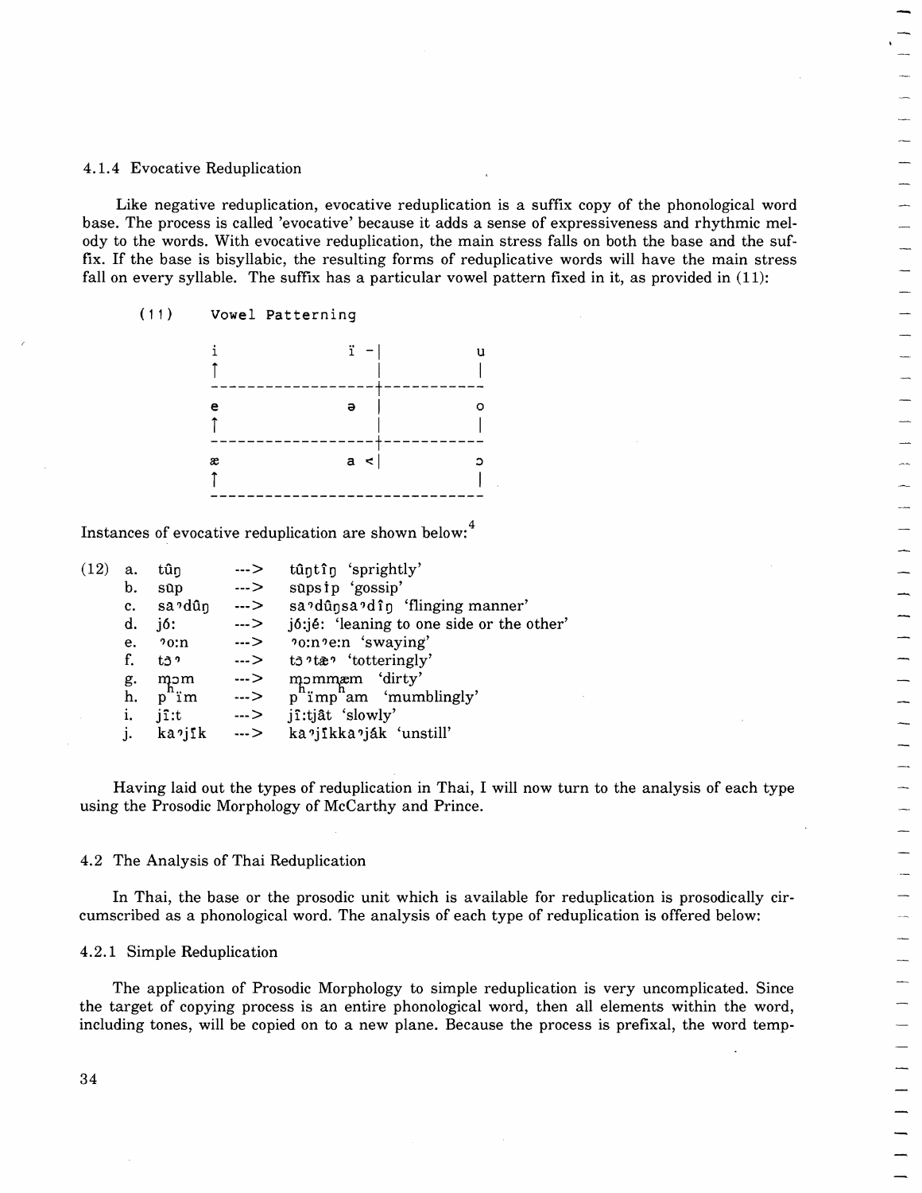### 4.1.4 Evocative Reduplication

Like negative reduplication, evocative reduplication is a suffix copy of the phonological word base. The process is called 'evocative' because it adds a sense of expressiveness and rhythmic melody to the words. With evocative reduplication, the main stress falls on both the base and the suffix. If the base is bisyllabic, the resulting forms of reduplicative words will have the main stress fall on every syllable. The suffix has a particular vowel pattern fixed in it, as provided in (11):

(11) Vowel Patterning

```
i                ï -|          u
↑                   |          |
-----------------+-----------
e                ə  |          o
↑                   |          |
-----------------+-----------
æ                a <|          ɔ
↑                              |
-----------------------------
```

Instances of evocative reduplication are shown below:[4]

(12)

| | | | |
|---|---|---|---|
| a. | tûŋ | ---> | tûŋtîŋ 'sprightly' |
| b. | sùp | ---> | sùpsìp 'gossip' |
| c. | saʔdûŋ | ---> | saʔdûŋsaʔdîŋ 'flinging manner' |
| d. | jó: | ---> | jó:jé: 'leaning to one side or the other' |
| e. | ʔo:n | ---> | ʔo:nʔe:n 'swaying' |
| f. | tɔ̆ʔ | ---> | tɔ̆ʔtæʔ 'totteringly' |
| g. | mɔm | ---> | mɔmmæm 'dirty' |
| h. | pʰïm | ---> | pʰïmpʰam 'mumblingly' |
| i. | jî:t | ---> | jî:tjât 'slowly' |
| j. | kaʔjïk | ---> | kaʔjïkkaʔják 'unstill' |

Having laid out the types of reduplication in Thai, I will now turn to the analysis of each type using the Prosodic Morphology of McCarthy and Prince.

## 4.2 The Analysis of Thai Reduplication

In Thai, the base or the prosodic unit which is available for reduplication is prosodically circumscribed as a phonological word. The analysis of each type of reduplication is offered below:

### 4.2.1 Simple Reduplication

The application of Prosodic Morphology to simple reduplication is very uncomplicated. Since the target of copying process is an entire phonological word, then all elements within the word, including tones, will be copied on to a new plane. Because the process is prefixal, the word temp-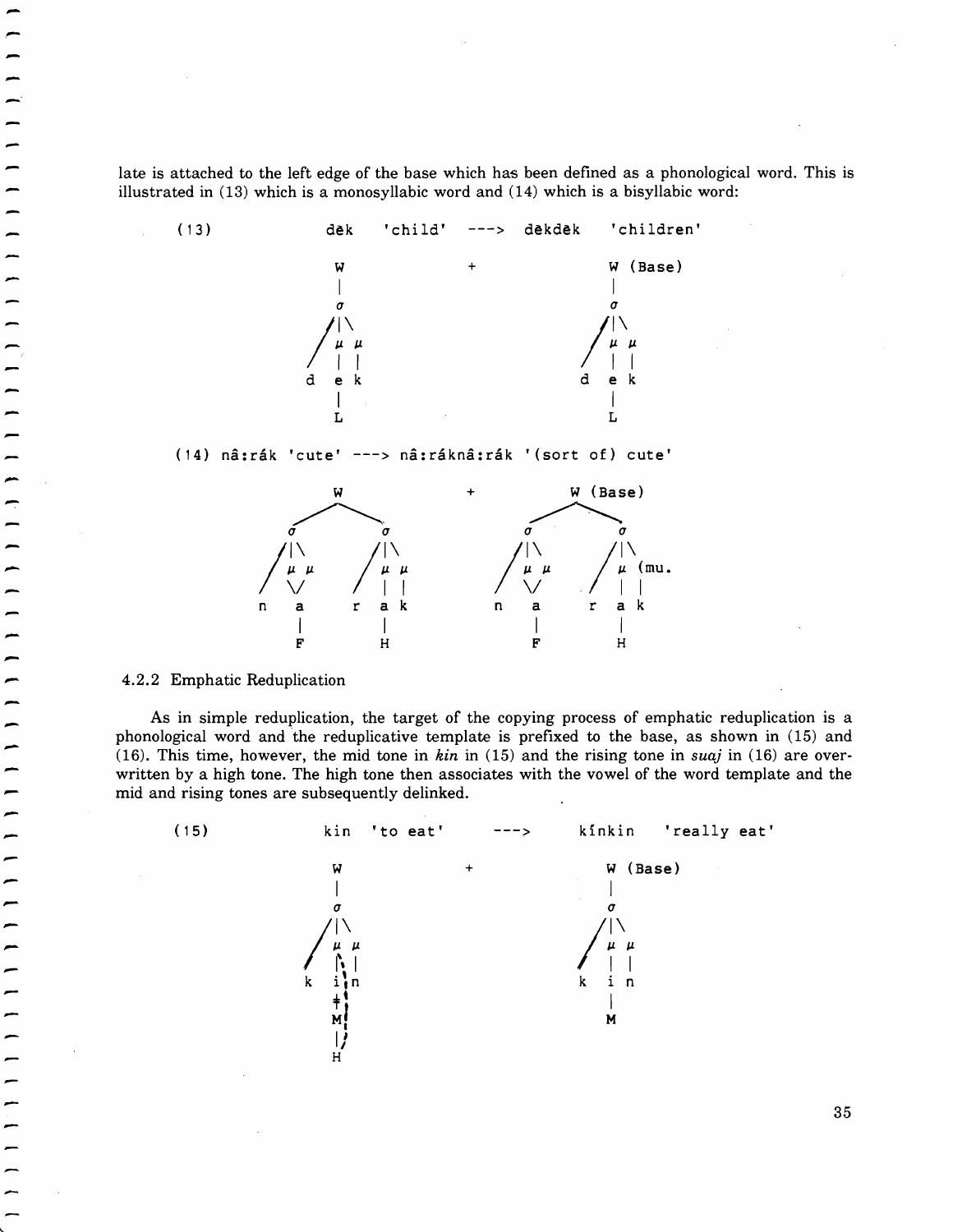late is attached to the left edge of the base which has been defined as a phonological word. This is illustrated in (13) which is a monosyllabic word and (14) which is a bisyllabic word:

```
(13)            dēk   'child'   --->  dēkdēk   'children'

                W               +        W (Base)
                |                        |
                σ                        σ
               /|\                      /|\
              / μ μ                    / μ μ
             /  | |                   /  | |
            d   e k                  d   e k
                |                        |
                L                        L
```

```
(14) nâ:rák 'cute' ---> nâ:ráknâ:rák '(sort of) cute'

              W                 +          W (Base)
           /     \                      /     \
          σ       σ                    σ       σ
         /|\     /|\                  /|\     /|\
        / μ μ   / μ μ                / μ μ   / μ (mu.
       /  \/   /  | |               /  \/   /  | |
      n   a   r   a k              n   a   r   a k
          |       |                    |       |
          F       H                    F       H
```

4.2.2 Emphatic Reduplication

As in simple reduplication, the target of the copying process of emphatic reduplication is a phonological word and the reduplicative template is prefixed to the base, as shown in (15) and (16). This time, however, the mid tone in *kin* in (15) and the rising tone in *suaj* in (16) are overwritten by a high tone. The high tone then associates with the vowel of the word template and the mid and rising tones are subsequently delinked.

```
(15)            kin   'to eat'     --->      kínkin   'really eat'

                W                  +          W (Base)
                |                             |
                σ                             σ
               /|\                           /|\
              / μ μ                         / μ μ
             /  |\|                        /  | |
            k   i n                       k   i n
                ‡ :                           |
                M :                           M
                | :
                H
```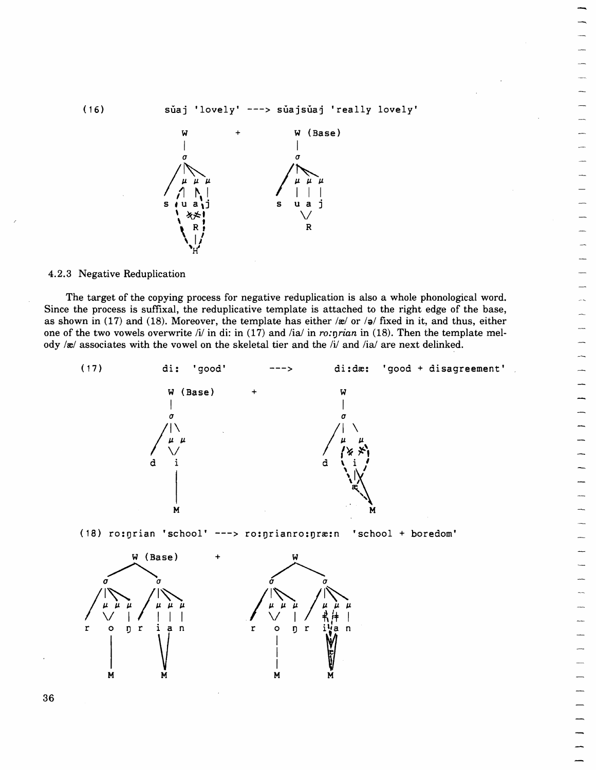(16) sŭaj 'lovely' ---> sŭajsŭaj 'really lovely'

```
        W           +          W (Base)
        |                      |
        σ                      σ
      / |\                   / |\
     /  μ μ μ               /  μ μ μ
    /  /| |\ |             /   | | |
   s  ( u a ) j           s    u a j
       \ ≠≠ /                  \/
        ( R )                  R
         \|/
          H
```

4.2.3 Negative Reduplication

The target of the copying process for negative reduplication is also a whole phonological word. Since the process is suffixal, the reduplicative template is attached to the right edge of the base, as shown in (17) and (18). Moreover, the template has either /æ/ or /ə/ fixed in it, and thus, either one of the two vowels overwrite /i/ in di: in (17) and /ia/ in *ro:ŋrian* in (18). Then the template melody /æ/ associates with the vowel on the skeletal tier and the /i/ and /ia/ are next delinked.

(17) di: 'good' ---> di:dæ: 'good + disagreement'

```
      W (Base)        +          W
        |                        |
        σ                        σ
       /|\                      /| \
      / μ μ                    / μ  μ
     /  \/                    / (≠  ≠)
    d    i                   d  ( i )
         |                       \|\
         |                        æ \
         M                            M
```

(18) ro:ŋrian 'school' ---> ro:ŋrianro:ŋræ:n 'school + boredom'

```
          W (Base)           +            W
         /        \                     /    \
        σ          σ                   σ      σ
      / |\\      / |\\               / |\\  / |\\
     /  μ μ μ   /  μ μ μ            /  μ μ μ /  μ μ μ
    /   \/  |  /   | | |           /   \/  | /   ≠ ≠ |
   r    o   ŋ r    i a n          r    o   ŋ r   i a n
        |          \ /                 |          æ
        |           V                  |          |
        M           M                  M          M
```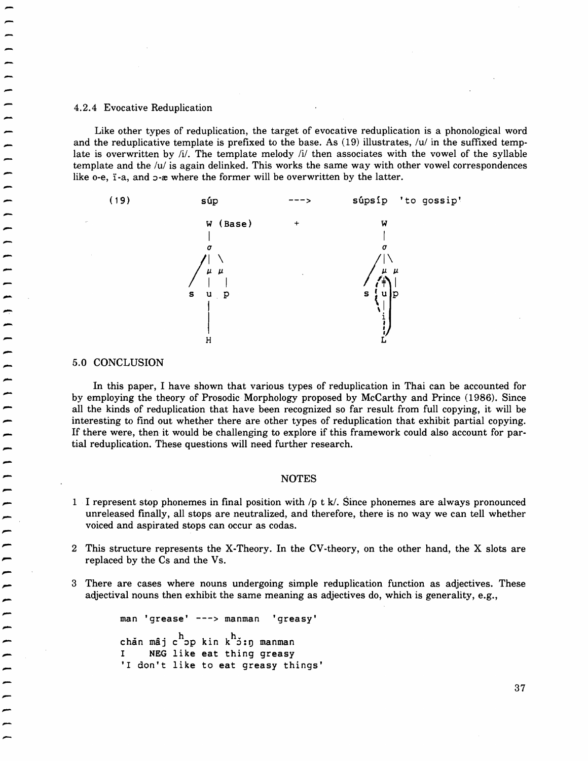### 4.2.4 Evocative Reduplication

Like other types of reduplication, the target of evocative reduplication is a phonological word and the reduplicative template is prefixed to the base. As (19) illustrates, /u/ in the suffixed template is overwritten by /i/. The template melody /i/ then associates with the vowel of the syllable template and the /u/ is again delinked. This works the same way with other vowel correspondences like o-e, ɨ-a, and ɔ-æ where the former will be overwritten by the latter.

```
(19)          súp                  --->       súpsíp  'to gossip'

              W (Base)             +          W
              |                               |
              σ                               σ
             /| \                            /|\
            / μ  μ                          / μ μ
           /  |  |                         / (ǂ) |
          s   u  p                        s  u  p
              |                              |
              |                              i
              |                              |
              H                              L
```

## 5.0 CONCLUSION

In this paper, I have shown that various types of reduplication in Thai can be accounted for by employing the theory of Prosodic Morphology proposed by McCarthy and Prince (1986). Since all the kinds of reduplication that have been recognized so far result from full copying, it will be interesting to find out whether there are other types of reduplication that exhibit partial copying. If there were, then it would be challenging to explore if this framework could also account for partial reduplication. These questions will need further research.

## NOTES

1 I represent stop phonemes in final position with /p t k/. Since phonemes are always pronounced unreleased finally, all stops are neutralized, and therefore, there is no way we can tell whether voiced and aspirated stops can occur as codas.

2 This structure represents the X-Theory. In the CV-theory, on the other hand, the X slots are replaced by the Cs and the Vs.

3 There are cases where nouns undergoing simple reduplication function as adjectives. These adjectival nouns then exhibit the same meaning as adjectives do, which is generality, e.g.,

```
man 'grease' ---> manman  'greasy'

chǎn mâj cʰɔp kin kʰɔ̌:ŋ manman
I    NEG like eat thing greasy
'I don't like to eat greasy things'
```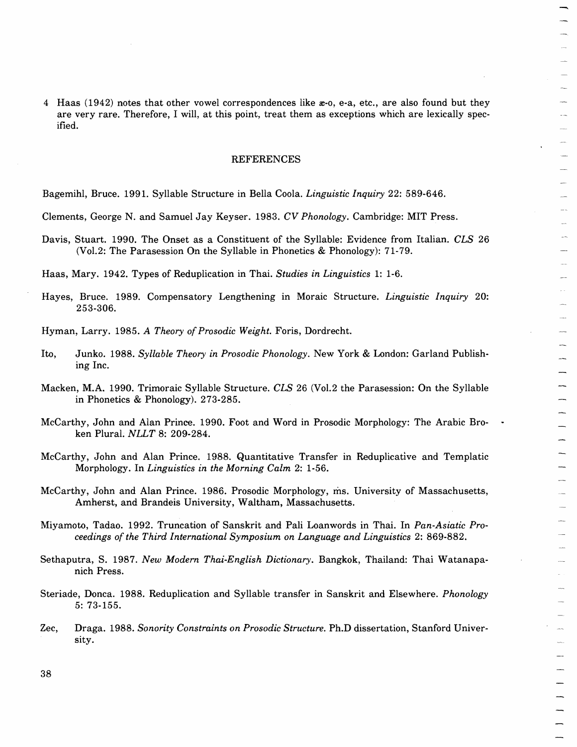4 Haas (1942) notes that other vowel correspondences like æ-o, e-a, etc., are also found but they are very rare. Therefore, I will, at this point, treat them as exceptions which are lexically specified.

## REFERENCES

Bagemihl, Bruce. 1991. Syllable Structure in Bella Coola. *Linguistic Inquiry* 22: 589-646.

Clements, George N. and Samuel Jay Keyser. 1983. *CV Phonology*. Cambridge: MIT Press.

Davis, Stuart. 1990. The Onset as a Constituent of the Syllable: Evidence from Italian. *CLS* 26 (Vol.2: The Parasession On the Syllable in Phonetics & Phonology): 71-79.

Haas, Mary. 1942. Types of Reduplication in Thai. *Studies in Linguistics* 1: 1-6.

Hayes, Bruce. 1989. Compensatory Lengthening in Moraic Structure. *Linguistic Inquiry* 20: 253-306.

Hyman, Larry. 1985. *A Theory of Prosodic Weight*. Foris, Dordrecht.

Ito, Junko. 1988. *Syllable Theory in Prosodic Phonology*. New York & London: Garland Publishing Inc.

Macken, M.A. 1990. Trimoraic Syllable Structure. *CLS* 26 (Vol.2 the Parasession: On the Syllable in Phonetics & Phonology). 273-285.

McCarthy, John and Alan Prince. 1990. Foot and Word in Prosodic Morphology: The Arabic Broken Plural. *NLLT* 8: 209-284.

McCarthy, John and Alan Prince. 1988. Quantitative Transfer in Reduplicative and Templatic Morphology. In *Linguistics in the Morning Calm* 2: 1-56.

McCarthy, John and Alan Prince. 1986. Prosodic Morphology, ms. University of Massachusetts, Amherst, and Brandeis University, Waltham, Massachusetts.

Miyamoto, Tadao. 1992. Truncation of Sanskrit and Pali Loanwords in Thai. In *Pan-Asiatic Proceedings of the Third International Symposium on Language and Linguistics* 2: 869-882.

Sethaputra, S. 1987. *New Modern Thai-English Dictionary*. Bangkok, Thailand: Thai Watanapanich Press.

Steriade, Donca. 1988. Reduplication and Syllable transfer in Sanskrit and Elsewhere. *Phonology* 5: 73-155.

Zec, Draga. 1988. *Sonority Constraints on Prosodic Structure*. Ph.D dissertation, Stanford University.